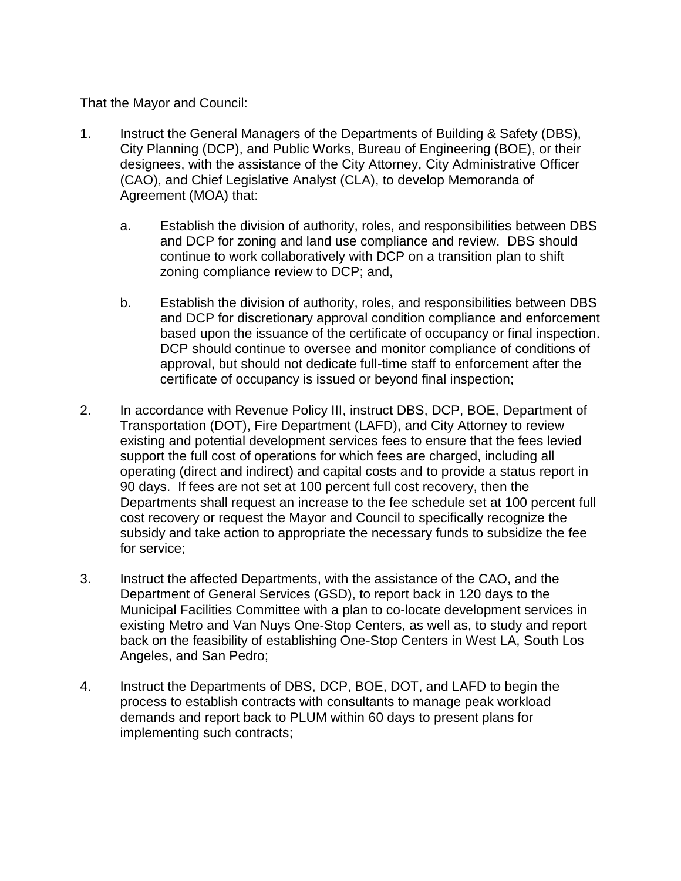That the Mayor and Council:

1. Instruct the General Managers of the Departments of Building & Safety (DBS), City Planning (DCP), and Public Works, Bureau of Engineering (BOE), or their designees, with the assistance of the City Attorney, City Administrative Officer (CAO), and Chief Legislative Analyst (CLA), to develop Memoranda of Agreement (MOA) that:

    a. Establish the division of authority, roles, and responsibilities between DBS and DCP for zoning and land use compliance and review. DBS should continue to work collaboratively with DCP on a transition plan to shift zoning compliance review to DCP; and,

    b. Establish the division of authority, roles, and responsibilities between DBS and DCP for discretionary approval condition compliance and enforcement based upon the issuance of the certificate of occupancy or final inspection. DCP should continue to oversee and monitor compliance of conditions of approval, but should not dedicate full-time staff to enforcement after the certificate of occupancy is issued or beyond final inspection;

2. In accordance with Revenue Policy III, instruct DBS, DCP, BOE, Department of Transportation (DOT), Fire Department (LAFD), and City Attorney to review existing and potential development services fees to ensure that the fees levied support the full cost of operations for which fees are charged, including all operating (direct and indirect) and capital costs and to provide a status report in 90 days. If fees are not set at 100 percent full cost recovery, then the Departments shall request an increase to the fee schedule set at 100 percent full cost recovery or request the Mayor and Council to specifically recognize the subsidy and take action to appropriate the necessary funds to subsidize the fee for service;

3. Instruct the affected Departments, with the assistance of the CAO, and the Department of General Services (GSD), to report back in 120 days to the Municipal Facilities Committee with a plan to co-locate development services in existing Metro and Van Nuys One-Stop Centers, as well as, to study and report back on the feasibility of establishing One-Stop Centers in West LA, South Los Angeles, and San Pedro;

4. Instruct the Departments of DBS, DCP, BOE, DOT, and LAFD to begin the process to establish contracts with consultants to manage peak workload demands and report back to PLUM within 60 days to present plans for implementing such contracts;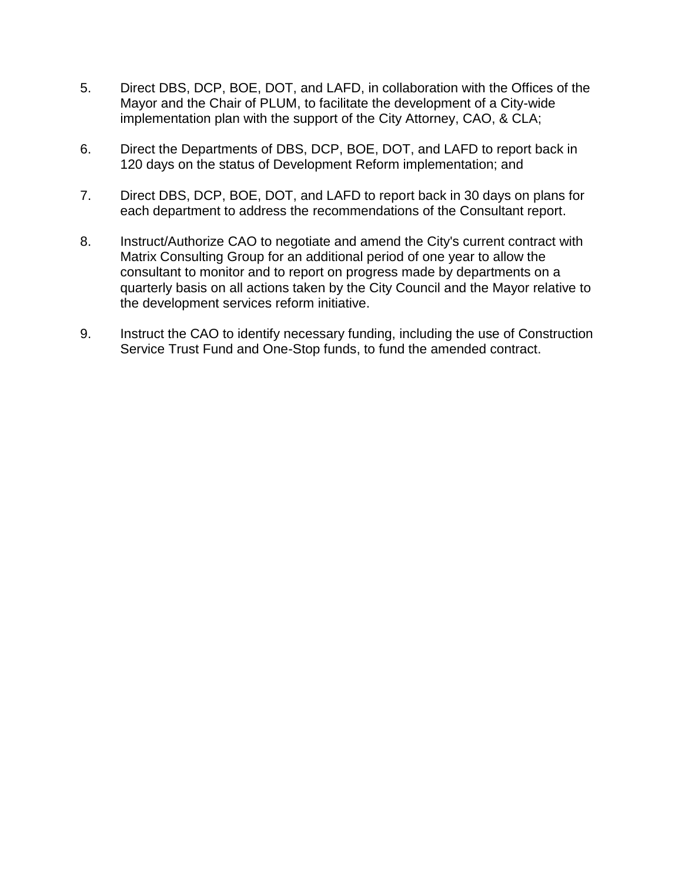5. Direct DBS, DCP, BOE, DOT, and LAFD, in collaboration with the Offices of the Mayor and the Chair of PLUM, to facilitate the development of a City-wide implementation plan with the support of the City Attorney, CAO, & CLA;

6. Direct the Departments of DBS, DCP, BOE, DOT, and LAFD to report back in 120 days on the status of Development Reform implementation; and

7. Direct DBS, DCP, BOE, DOT, and LAFD to report back in 30 days on plans for each department to address the recommendations of the Consultant report.

8. Instruct/Authorize CAO to negotiate and amend the City's current contract with Matrix Consulting Group for an additional period of one year to allow the consultant to monitor and to report on progress made by departments on a quarterly basis on all actions taken by the City Council and the Mayor relative to the development services reform initiative.

9. Instruct the CAO to identify necessary funding, including the use of Construction Service Trust Fund and One-Stop funds, to fund the amended contract.